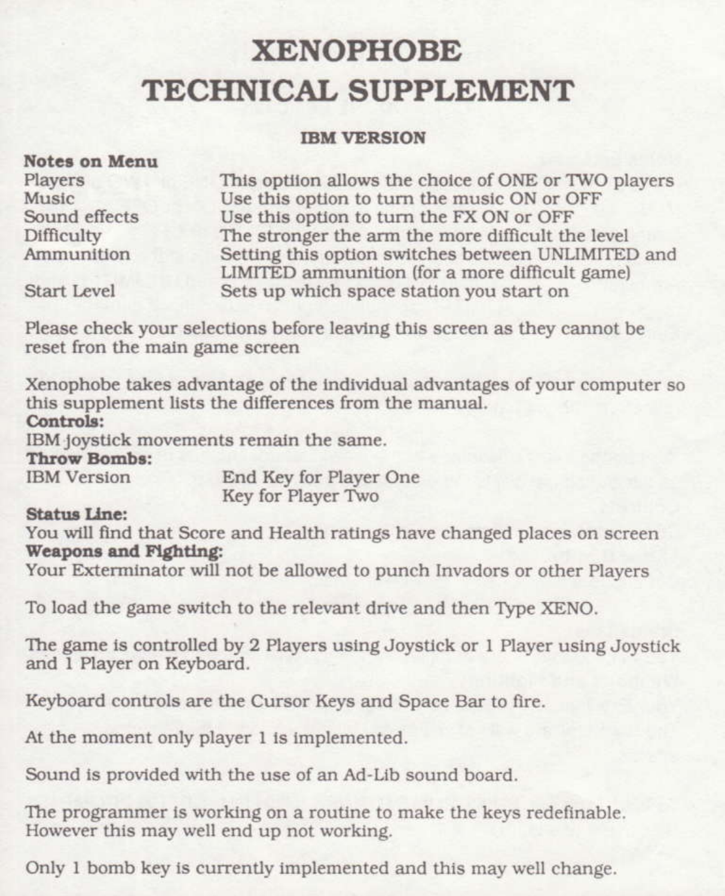# XENOPHOBE
# TECHNICAL SUPPLEMENT

### IBM VERSION

**Notes on Menu**

| | |
|---|---|
| Players | This optiion allows the choice of ONE or TWO players |
| Music | Use this option to turn the music ON or OFF |
| Sound effects | Use this option to turn the FX ON or OFF |
| Difficulty | The stronger the arm the more difficult the level |
| Ammunition | Setting this option switches between UNLIMITED and LIMITED ammunition (for a more difficult game) |
| Start Level | Sets up which space station you start on |

Please check your selections before leaving this screen as they cannot be reset fron the main game screen

Xenophobe takes advantage of the individual advantages of your computer so this supplement lists the differences from the manual.

**Controls:**

IBM joystick movements remain the same.

**Throw Bombs:**

| | |
|---|---|
| IBM Version | End Key for Player One |
| | Key for Player Two |

**Status Line:**

You will find that Score and Health ratings have changed places on screen

**Weapons and Fighting:**

Your Exterminator will not be allowed to punch Invadors or other Players

To load the game switch to the relevant drive and then Type XENO.

The game is controlled by 2 Players using Joystick or 1 Player using Joystick and 1 Player on Keyboard.

Keyboard controls are the Cursor Keys and Space Bar to fire.

At the moment only player 1 is implemented.

Sound is provided with the use of an Ad-Lib sound board.

The programmer is working on a routine to make the keys redefinable. However this may well end up not working.

Only 1 bomb key is currently implemented and this may well change.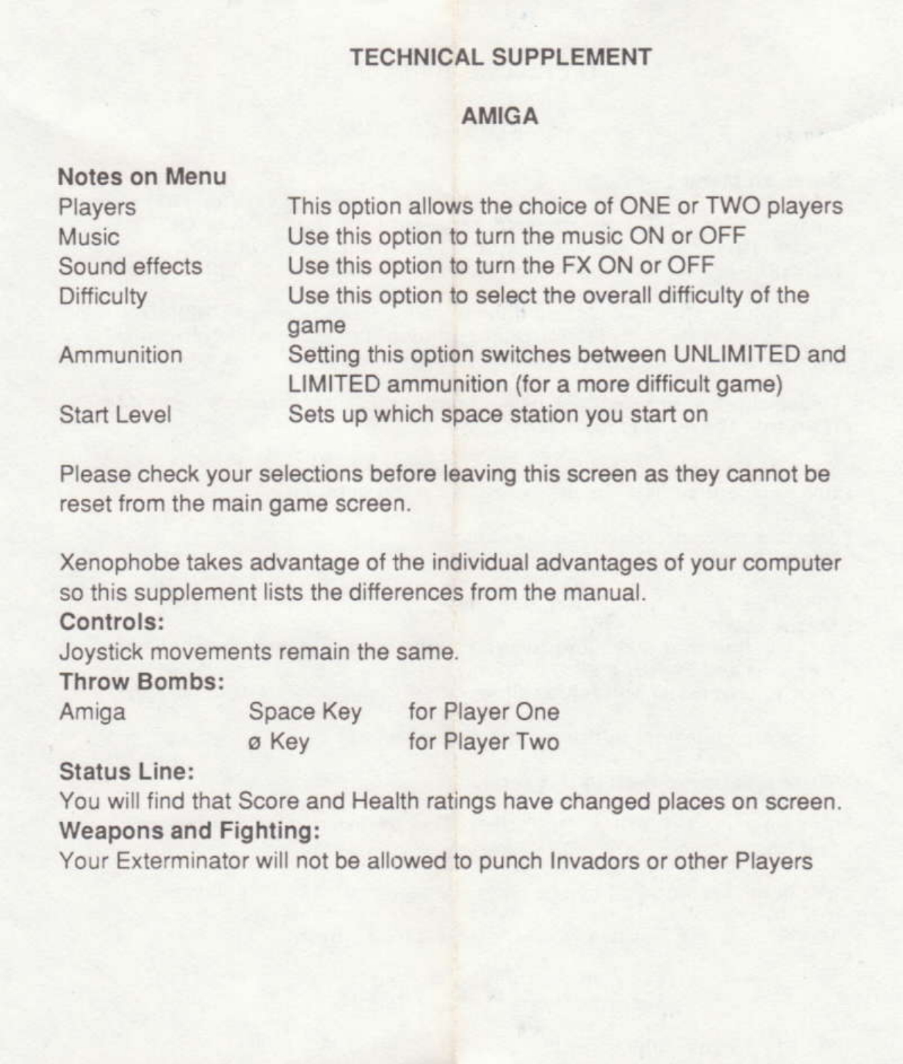# TECHNICAL SUPPLEMENT

## AMIGA

### Notes on Menu

| | |
|---|---|
| Players | This option allows the choice of ONE or TWO players |
| Music | Use this option to turn the music ON or OFF |
| Sound effects | Use this option to turn the FX ON or OFF |
| Difficulty | Use this option to select the overall difficulty of the game |
| Ammunition | Setting this option switches between UNLIMITED and LIMITED ammunition (for a more difficult game) |
| Start Level | Sets up which space station you start on |

Please check your selections before leaving this screen as they cannot be reset from the main game screen.

Xenophobe takes advantage of the individual advantages of your computer so this supplement lists the differences from the manual.

**Controls:**

Joystick movements remain the same.

**Throw Bombs:**

| | | |
|---|---|---|
| Amiga | Space Key | for Player One |
| | ø Key | for Player Two |

**Status Line:**

You will find that Score and Health ratings have changed places on screen.

**Weapons and Fighting:**

Your Exterminator will not be allowed to punch Invadors or other Players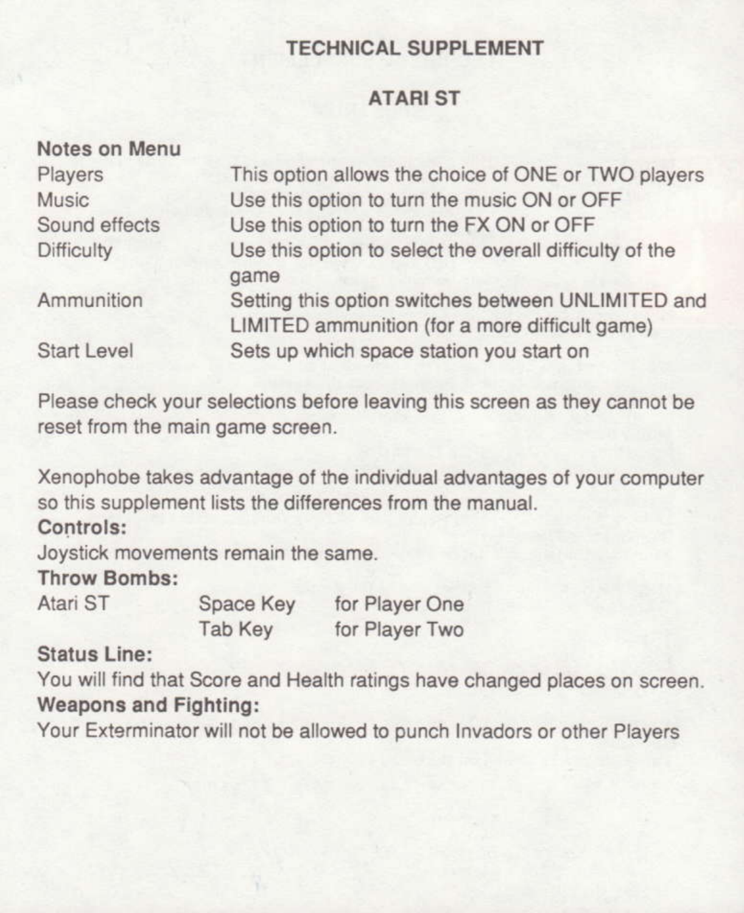# TECHNICAL SUPPLEMENT

## ATARI ST

**Notes on Menu**

| | |
|---|---|
| Players | This option allows the choice of ONE or TWO players |
| Music | Use this option to turn the music ON or OFF |
| Sound effects | Use this option to turn the FX ON or OFF |
| Difficulty | Use this option to select the overall difficulty of the game |
| Ammunition | Setting this option switches between UNLIMITED and LIMITED ammunition (for a more difficult game) |
| Start Level | Sets up which space station you start on |

Please check your selections before leaving this screen as they cannot be reset from the main game screen.

Xenophobe takes advantage of the individual advantages of your computer so this supplement lists the differences from the manual.

**Controls:**

Joystick movements remain the same.

**Throw Bombs:**

| | | |
|---|---|---|
| Atari ST | Space Key | for Player One |
| | Tab Key | for Player Two |

**Status Line:**

You will find that Score and Health ratings have changed places on screen.

**Weapons and Fighting:**

Your Exterminator will not be allowed to punch Invadors or other Players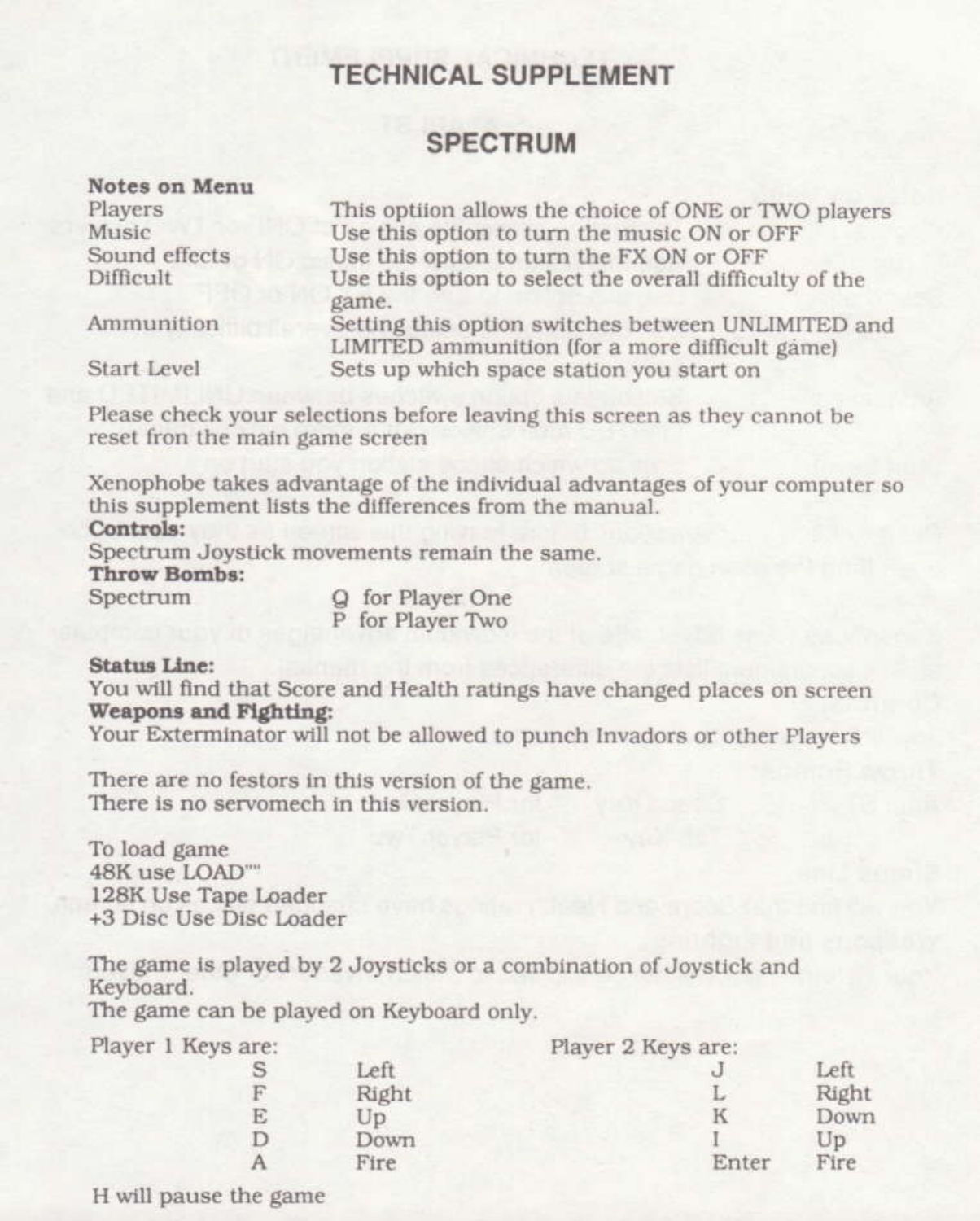# TECHNICAL SUPPLEMENT

## SPECTRUM

**Notes on Menu**

| | |
|---|---|
| Players | This optiion allows the choice of ONE or TWO players |
| Music | Use this option to turn the music ON or OFF |
| Sound effects | Use this option to turn the FX ON or OFF |
| Difficult | Use this option to select the overall difficulty of the game. |
| Ammunition | Setting this option switches between UNLIMITED and LIMITED ammunition (for a more difficult game) |
| Start Level | Sets up which space station you start on |

Please check your selections before leaving this screen as they cannot be reset fron the main game screen

Xenophobe takes advantage of the individual advantages of your computer so this supplement lists the differences from the manual.

**Controls:**
Spectrum Joystick movements remain the same.

**Throw Bombs:**

Spectrum Q for Player One
P for Player Two

**Status Line:**
You will find that Score and Health ratings have changed places on screen

**Weapons and Fighting:**
Your Exterminator will not be allowed to punch Invadors or other Players

There are no festors in this version of the game.
There is no servomech in this version.

To load game
48K use LOAD""
128K Use Tape Loader
+3 Disc Use Disc Loader

The game is played by 2 Joysticks or a combination of Joystick and Keyboard.
The game can be played on Keyboard only.

Player 1 Keys are:

| Key | Action |
|---|---|
| S | Left |
| F | Right |
| E | Up |
| D | Down |
| A | Fire |

Player 2 Keys are:

| Key | Action |
|---|---|
| J | Left |
| L | Right |
| K | Down |
| I | Up |
| Enter | Fire |

H will pause the game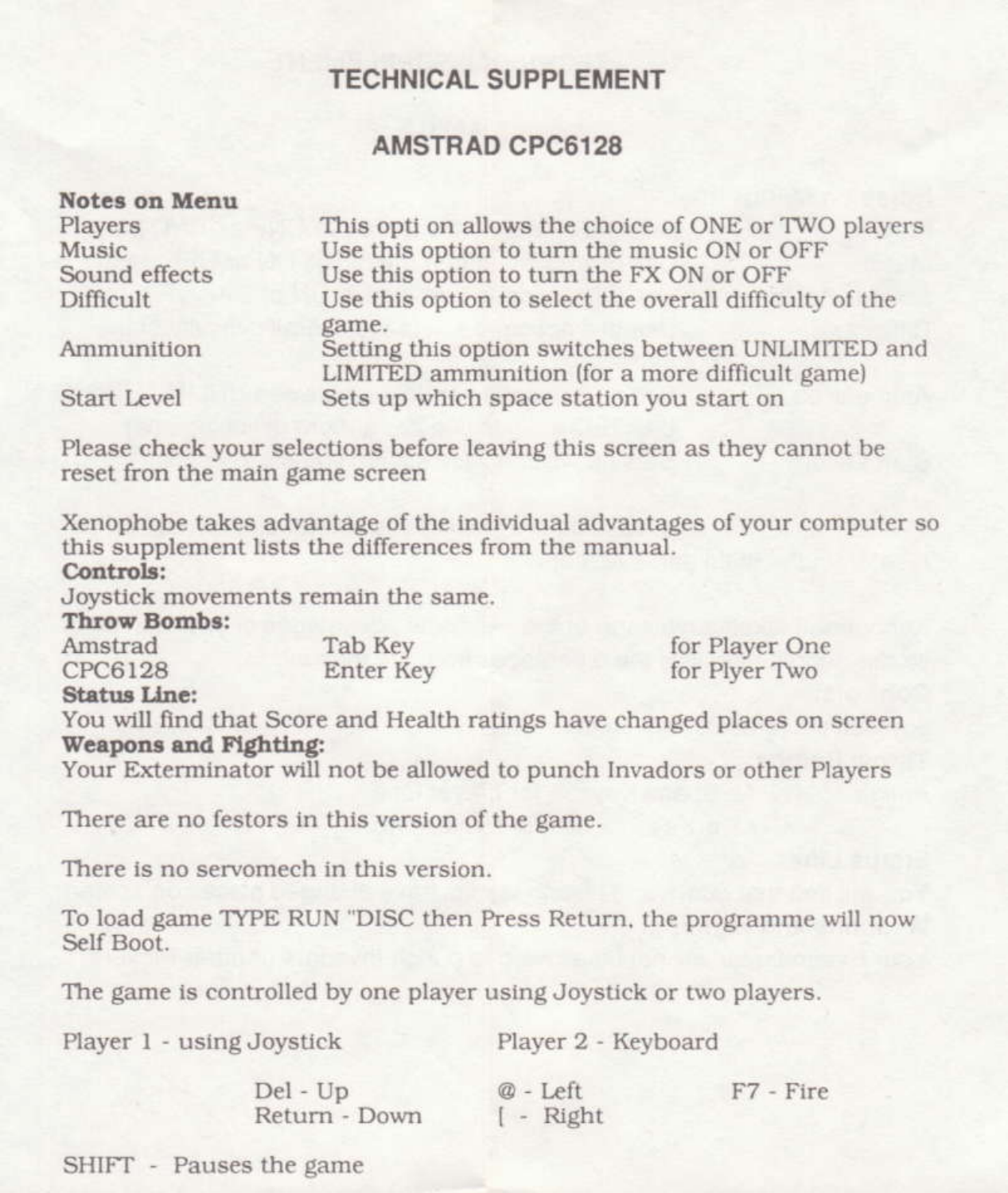# TECHNICAL SUPPLEMENT

## AMSTRAD CPC6128

**Notes on Menu**

| | |
|---|---|
| Players | This opti on allows the choice of ONE or TWO players |
| Music | Use this option to turn the music ON or OFF |
| Sound effects | Use this option to turn the FX ON or OFF |
| Difficult | Use this option to select the overall difficulty of the game. |
| Ammunition | Setting this option switches between UNLIMITED and LIMITED ammunition (for a more difficult game) |
| Start Level | Sets up which space station you start on |

Please check your selections before leaving this screen as they cannot be reset fron the main game screen

Xenophobe takes advantage of the individual advantages of your computer so this supplement lists the differences from the manual.

**Controls:**
Joystick movements remain the same.

**Throw Bombs:**

| | | |
|---|---|---|
| Amstrad | Tab Key | for Player One |
| CPC6128 | Enter Key | for Plyer Two |

**Status Line:**
You will find that Score and Health ratings have changed places on screen

**Weapons and Fighting:**
Your Exterminator will not be allowed to punch Invadors or other Players

There are no festors in this version of the game.

There is no servomech in this version.

To load game TYPE RUN "DISC then Press Return, the programme will now Self Boot.

The game is controlled by one player using Joystick or two players.

Player 1 - using Joystick          Player 2 - Keyboard

| | | |
|---|---|---|
| Del - Up | @ - Left | F7 - Fire |
| Return - Down | [ - Right | |

SHIFT - Pauses the game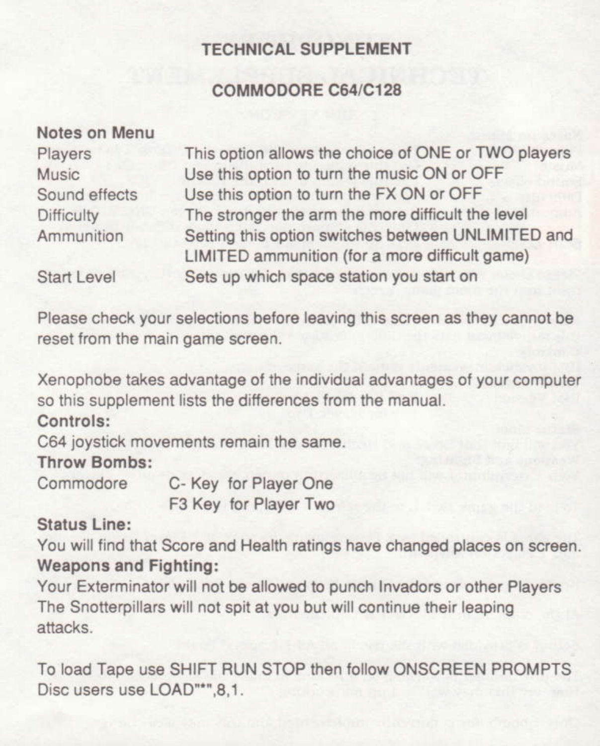# TECHNICAL SUPPLEMENT

## COMMODORE C64/C128

**Notes on Menu**

| | |
|---|---|
| Players | This option allows the choice of ONE or TWO players |
| Music | Use this option to turn the music ON or OFF |
| Sound effects | Use this option to turn the FX ON or OFF |
| Difficulty | The stronger the arm the more difficult the level |
| Ammunition | Setting this option switches between UNLIMITED and LIMITED ammunition (for a more difficult game) |
| Start Level | Sets up which space station you start on |

Please check your selections before leaving this screen as they cannot be reset from the main game screen.

Xenophobe takes advantage of the individual advantages of your computer so this supplement lists the differences from the manual.

**Controls:**

C64 joystick movements remain the same.

**Throw Bombs:**

| | |
|---|---|
| Commodore | C- Key for Player One |
| | F3 Key for Player Two |

**Status Line:**

You will find that Score and Health ratings have changed places on screen.

**Weapons and Fighting:**

Your Exterminator will not be allowed to punch Invadors or other Players
The Snotterpillars will not spit at you but will continue their leaping attacks.

To load Tape use SHIFT RUN STOP then follow ONSCREEN PROMPTS
Disc users use LOAD"*",8,1.